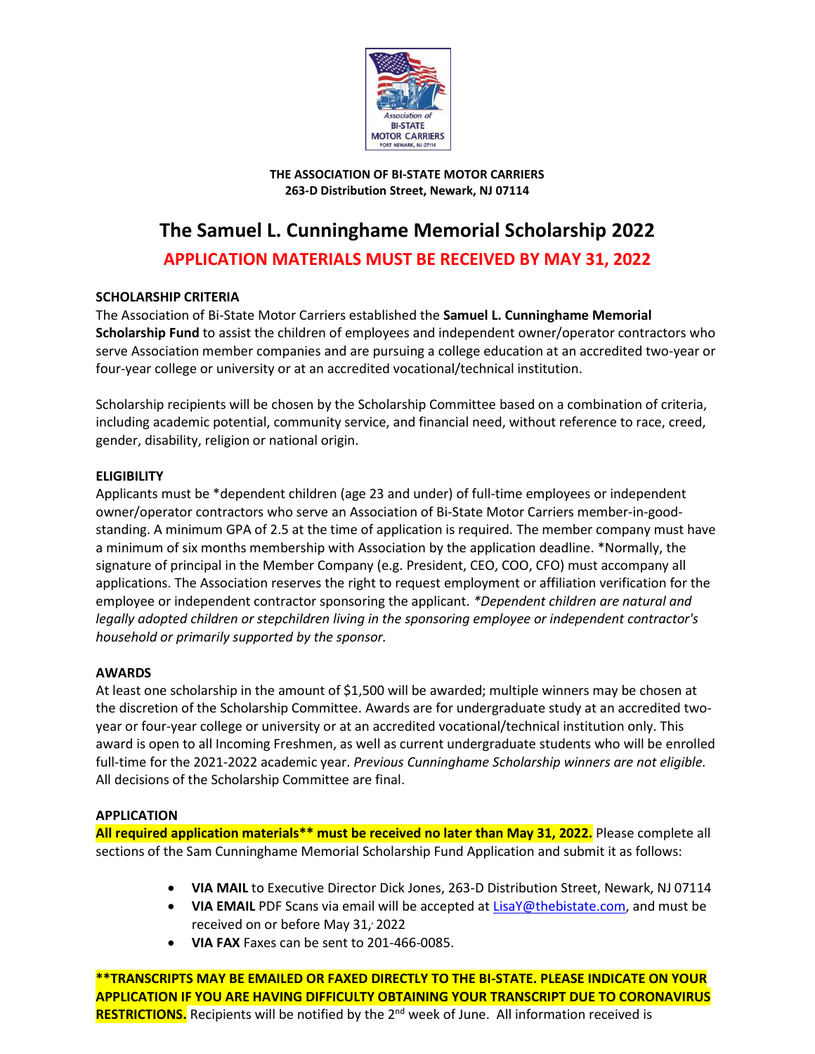**THE ASSOCIATION OF BI-STATE MOTOR CARRIERS**
**263-D Distribution Street, Newark, NJ 07114**

# The Samuel L. Cunninghame Memorial Scholarship 2022

## APPLICATION MATERIALS MUST BE RECEIVED BY MAY 31, 2022

### SCHOLARSHIP CRITERIA

The Association of Bi-State Motor Carriers established the **Samuel L. Cunninghame Memorial Scholarship Fund** to assist the children of employees and independent owner/operator contractors who serve Association member companies and are pursuing a college education at an accredited two-year or four-year college or university or at an accredited vocational/technical institution.

Scholarship recipients will be chosen by the Scholarship Committee based on a combination of criteria, including academic potential, community service, and financial need, without reference to race, creed, gender, disability, religion or national origin.

### ELIGIBILITY

Applicants must be *dependent children (age 23 and under) of full-time employees or independent owner/operator contractors who serve an Association of Bi-State Motor Carriers member-in-good-standing. A minimum GPA of 2.5 at the time of application is required. The member company must have a minimum of six months membership with Association by the application deadline. *Normally, the signature of principal in the Member Company (e.g. President, CEO, COO, CFO) must accompany all applications. The Association reserves the right to request employment or affiliation verification for the employee or independent contractor sponsoring the applicant. *\*Dependent children are natural and legally adopted children or stepchildren living in the sponsoring employee or independent contractor's household or primarily supported by the sponsor.*

### AWARDS

At least one scholarship in the amount of $1,500 will be awarded; multiple winners may be chosen at the discretion of the Scholarship Committee. Awards are for undergraduate study at an accredited two-year or four-year college or university or at an accredited vocational/technical institution only. This award is open to all Incoming Freshmen, as well as current undergraduate students who will be enrolled full-time for the 2021-2022 academic year. *Previous Cunninghame Scholarship winners are not eligible.* All decisions of the Scholarship Committee are final.

### APPLICATION

**All required application materials\*\* must be received no later than May 31, 2022.** Please complete all sections of the Sam Cunninghame Memorial Scholarship Fund Application and submit it as follows:

- **VIA MAIL** to Executive Director Dick Jones, 263-D Distribution Street, Newark, NJ 07114
- **VIA EMAIL** PDF Scans via email will be accepted at LisaY@thebistate.com, and must be received on or before May 31, 2022
- **VIA FAX** Faxes can be sent to 201-466-0085.

**\*\*TRANSCRIPTS MAY BE EMAILED OR FAXED DIRECTLY TO THE BI-STATE. PLEASE INDICATE ON YOUR APPLICATION IF YOU ARE HAVING DIFFICULTY OBTAINING YOUR TRANSCRIPT DUE TO CORONAVIRUS RESTRICTIONS.** Recipients will be notified by the 2nd week of June. All information received is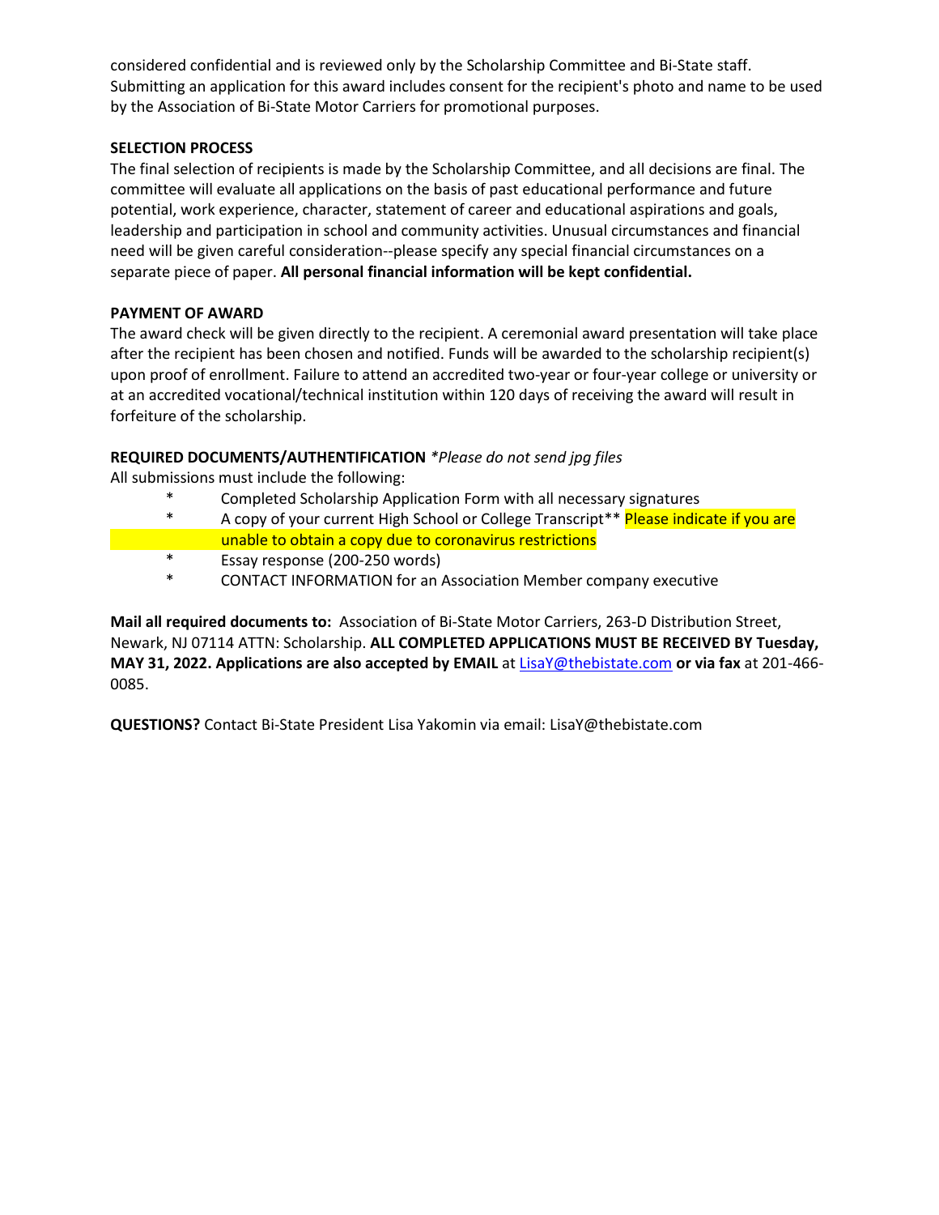considered confidential and is reviewed only by the Scholarship Committee and Bi-State staff. Submitting an application for this award includes consent for the recipient's photo and name to be used by the Association of Bi-State Motor Carriers for promotional purposes.

**SELECTION PROCESS**

The final selection of recipients is made by the Scholarship Committee, and all decisions are final. The committee will evaluate all applications on the basis of past educational performance and future potential, work experience, character, statement of career and educational aspirations and goals, leadership and participation in school and community activities. Unusual circumstances and financial need will be given careful consideration--please specify any special financial circumstances on a separate piece of paper. **All personal financial information will be kept confidential.**

**PAYMENT OF AWARD**

The award check will be given directly to the recipient. A ceremonial award presentation will take place after the recipient has been chosen and notified. Funds will be awarded to the scholarship recipient(s) upon proof of enrollment. Failure to attend an accredited two-year or four-year college or university or at an accredited vocational/technical institution within 120 days of receiving the award will result in forfeiture of the scholarship.

**REQUIRED DOCUMENTS/AUTHENTIFICATION** *\*Please do not send jpg files*

All submissions must include the following:

- Completed Scholarship Application Form with all necessary signatures
- A copy of your current High School or College Transcript** Please indicate if you are unable to obtain a copy due to coronavirus restrictions
- Essay response (200-250 words)
- CONTACT INFORMATION for an Association Member company executive

**Mail all required documents to:** Association of Bi-State Motor Carriers, 263-D Distribution Street, Newark, NJ 07114 ATTN: Scholarship. **ALL COMPLETED APPLICATIONS MUST BE RECEIVED BY Tuesday, MAY 31, 2022. Applications are also accepted by EMAIL** at LisaY@thebistate.com **or via fax** at 201-466-0085.

**QUESTIONS?** Contact Bi-State President Lisa Yakomin via email: LisaY@thebistate.com